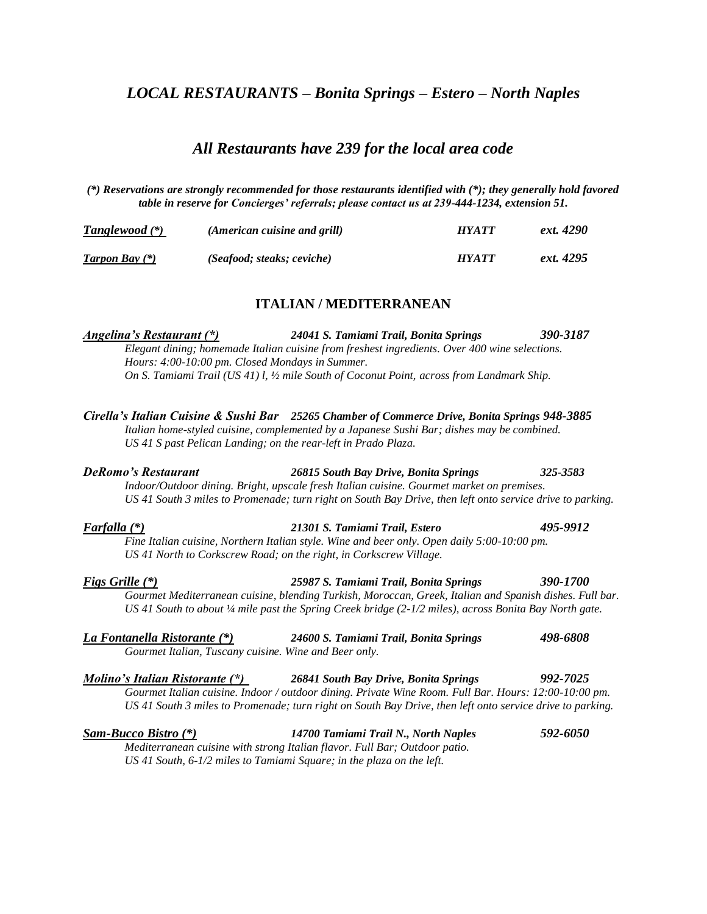# *LOCAL RESTAURANTS – Bonita Springs – Estero – North Naples*

## *All Restaurants have 239 for the local area code*

***(*) Reservations are strongly recommended for those restaurants identified with (*); they generally hold favored table in reserve for Concierges' referrals; please contact us at 239-444-1234, extension 51.***

| | | | |
|---|---|---|---|
| ***Tanglewood (*)*** | *(American cuisine and grill)* | ***HYATT*** | ***ext. 4290*** |
| ***Tarpon Bay (*)*** | *(Seafood; steaks; ceviche)* | ***HYATT*** | ***ext. 4295*** |

## ITALIAN / MEDITERRANEAN

***Angelina's Restaurant (*)*** — ***24041 S. Tamiami Trail, Bonita Springs*** — ***390-3187***
*Elegant dining; homemade Italian cuisine from freshest ingredients. Over 400 wine selections.*
*Hours: 4:00-10:00 pm. Closed Mondays in Summer.*
*On S. Tamiami Trail (US 41) l, ½ mile South of Coconut Point, across from Landmark Ship.*

***Cirella's Italian Cuisine & Sushi Bar*** — ***25265 Chamber of Commerce Drive, Bonita Springs*** — ***948-3885***
*Italian home-styled cuisine, complemented by a Japanese Sushi Bar; dishes may be combined.*
*US 41 S past Pelican Landing; on the rear-left in Prado Plaza.*

***DeRomo's Restaurant*** — ***26815 South Bay Drive, Bonita Springs*** — ***325-3583***
*Indoor/Outdoor dining. Bright, upscale fresh Italian cuisine. Gourmet market on premises.*
*US 41 South 3 miles to Promenade; turn right on South Bay Drive, then left onto service drive to parking.*

***Farfalla (*)*** — ***21301 S. Tamiami Trail, Estero*** — ***495-9912***
*Fine Italian cuisine, Northern Italian style. Wine and beer only. Open daily 5:00-10:00 pm.*
*US 41 North to Corkscrew Road; on the right, in Corkscrew Village.*

***Figs Grille (*)*** — ***25987 S. Tamiami Trail, Bonita Springs*** — ***390-1700***
*Gourmet Mediterranean cuisine, blending Turkish, Moroccan, Greek, Italian and Spanish dishes. Full bar.*
*US 41 South to about ¼ mile past the Spring Creek bridge (2-1/2 miles), across Bonita Bay North gate.*

***La Fontanella Ristorante (*)*** — ***24600 S. Tamiami Trail, Bonita Springs*** — ***498-6808***
*Gourmet Italian, Tuscany cuisine. Wine and Beer only.*

***Molino's Italian Ristorante (*)*** — ***26841 South Bay Drive, Bonita Springs*** — ***992-7025***
*Gourmet Italian cuisine. Indoor / outdoor dining. Private Wine Room. Full Bar. Hours: 12:00-10:00 pm.*
*US 41 South 3 miles to Promenade; turn right on South Bay Drive, then left onto service drive to parking.*

***Sam-Bucco Bistro (*)*** — ***14700 Tamiami Trail N., North Naples*** — ***592-6050***
*Mediterranean cuisine with strong Italian flavor. Full Bar; Outdoor patio.*
*US 41 South, 6-1/2 miles to Tamiami Square; in the plaza on the left.*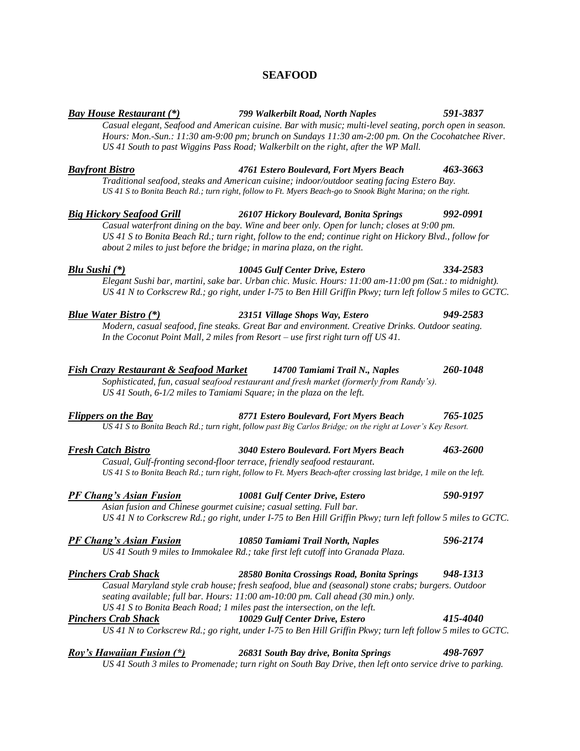# SEAFOOD

***Bay House Restaurant (\*)*** — ***799 Walkerbilt Road, North Naples*** — ***591-3837***

*Casual elegant, Seafood and American cuisine. Bar with music; multi-level seating, porch open in season. Hours: Mon.-Sun.: 11:30 am-9:00 pm; brunch on Sundays 11:30 am-2:00 pm. On the Cocohatchee River. US 41 South to past Wiggins Pass Road; Walkerbilt on the right, after the WP Mall.*

***Bayfront Bistro*** — ***4761 Estero Boulevard, Fort Myers Beach*** — ***463-3663***

*Traditional seafood, steaks and American cuisine; indoor/outdoor seating facing Estero Bay.*
*US 41 S to Bonita Beach Rd.; turn right, follow to Ft. Myers Beach-go to Snook Bight Marina; on the right.*

***Big Hickory Seafood Grill*** — ***26107 Hickory Boulevard, Bonita Springs*** — ***992-0991***

*Casual waterfront dining on the bay. Wine and beer only. Open for lunch; closes at 9:00 pm. US 41 S to Bonita Beach Rd.; turn right, follow to the end; continue right on Hickory Blvd., follow for about 2 miles to just before the bridge; in marina plaza, on the right.*

***Blu Sushi (\*)*** — ***10045 Gulf Center Drive, Estero*** — ***334-2583***

*Elegant Sushi bar, martini, sake bar. Urban chic. Music. Hours: 11:00 am-11:00 pm (Sat.: to midnight). US 41 N to Corkscrew Rd.; go right, under I-75 to Ben Hill Griffin Pkwy; turn left follow 5 miles to GCTC.*

***Blue Water Bistro (\*)*** — ***23151 Village Shops Way, Estero*** — ***949-2583***

*Modern, casual seafood, fine steaks. Great Bar and environment. Creative Drinks. Outdoor seating. In the Coconut Point Mall, 2 miles from Resort – use first right turn off US 41.*

***Fish Crazy Restaurant & Seafood Market*** — ***14700 Tamiami Trail N., Naples*** — ***260-1048***

*Sophisticated, fun, casual seafood restaurant and fresh market (formerly from Randy's). US 41 South, 6-1/2 miles to Tamiami Square; in the plaza on the left.*

***Flippers on the Bay*** — ***8771 Estero Boulevard, Fort Myers Beach*** — ***765-1025***

*US 41 S to Bonita Beach Rd.; turn right, follow past Big Carlos Bridge; on the right at Lover's Key Resort.*

***Fresh Catch Bistro*** — ***3040 Estero Boulevard. Fort Myers Beach*** — ***463-2600***

*Casual, Gulf-fronting second-floor terrace, friendly seafood restaurant.*
*US 41 S to Bonita Beach Rd.; turn right, follow to Ft. Myers Beach-after crossing last bridge, 1 mile on the left.*

***PF Chang's Asian Fusion*** — ***10081 Gulf Center Drive, Estero*** — ***590-9197***

*Asian fusion and Chinese gourmet cuisine; casual setting. Full bar.*
*US 41 N to Corkscrew Rd.; go right, under I-75 to Ben Hill Griffin Pkwy; turn left follow 5 miles to GCTC.*

***PF Chang's Asian Fusion*** — ***10850 Tamiami Trail North, Naples*** — ***596-2174***

*US 41 South 9 miles to Immokalee Rd.; take first left cutoff into Granada Plaza.*

***Pinchers Crab Shack*** — ***28580 Bonita Crossings Road, Bonita Springs*** — ***948-1313***

*Casual Maryland style crab house; fresh seafood, blue and (seasonal) stone crabs; burgers. Outdoor seating available; full bar. Hours: 11:00 am-10:00 pm. Call ahead (30 min.) only. US 41 S to Bonita Beach Road; 1 miles past the intersection, on the left.*

***Pinchers Crab Shack*** — ***10029 Gulf Center Drive, Estero*** — ***415-4040***

*US 41 N to Corkscrew Rd.; go right, under I-75 to Ben Hill Griffin Pkwy; turn left follow 5 miles to GCTC.*

***Roy's Hawaiian Fusion (\*)*** — ***26831 South Bay drive, Bonita Springs*** — ***498-7697***

*US 41 South 3 miles to Promenade; turn right on South Bay Drive, then left onto service drive to parking.*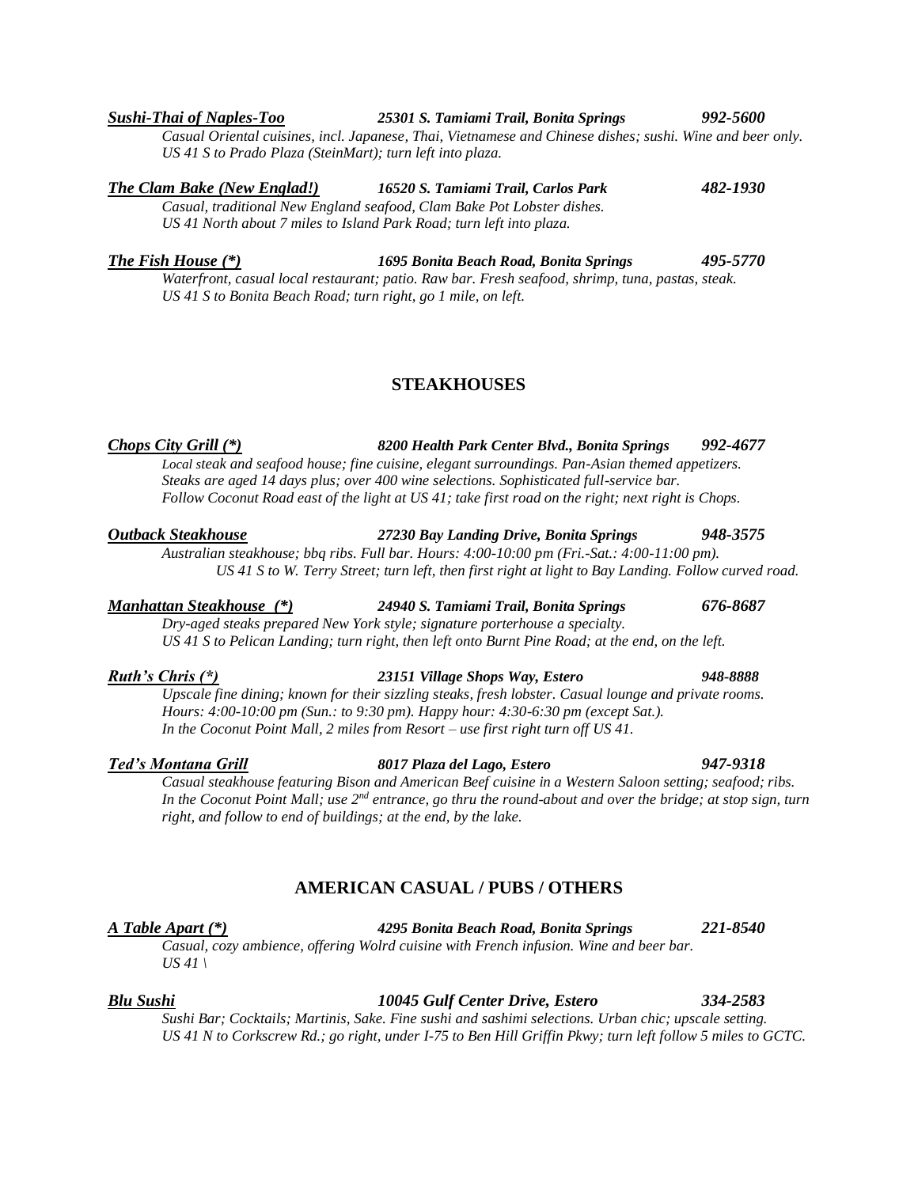***Sushi-Thai of Naples-Too*** *25301 S. Tamiami Trail, Bonita Springs* ***992-5600***

*Casual Oriental cuisines, incl. Japanese, Thai, Vietnamese and Chinese dishes; sushi. Wine and beer only.*
*US 41 S to Prado Plaza (SteinMart); turn left into plaza.*

***The Clam Bake (New Englad!)*** *16520 S. Tamiami Trail, Carlos Park* ***482-1930***

*Casual, traditional New England seafood, Clam Bake Pot Lobster dishes.*
*US 41 North about 7 miles to Island Park Road; turn left into plaza.*

***The Fish House (*)*** *1695 Bonita Beach Road, Bonita Springs* ***495-5770***

*Waterfront, casual local restaurant; patio. Raw bar. Fresh seafood, shrimp, tuna, pastas, steak.*
*US 41 S to Bonita Beach Road; turn right, go 1 mile, on left.*

## STEAKHOUSES

***Chops City Grill (*)*** *8200 Health Park Center Blvd., Bonita Springs* ***992-4677***

*Local steak and seafood house; fine cuisine, elegant surroundings. Pan-Asian themed appetizers.*
*Steaks are aged 14 days plus; over 400 wine selections. Sophisticated full-service bar.*
*Follow Coconut Road east of the light at US 41; take first road on the right; next right is Chops.*

***Outback Steakhouse*** *27230 Bay Landing Drive, Bonita Springs* ***948-3575***

*Australian steakhouse; bbq ribs. Full bar. Hours: 4:00-10:00 pm (Fri.-Sat.: 4:00-11:00 pm).*
*US 41 S to W. Terry Street; turn left, then first right at light to Bay Landing. Follow curved road.*

***Manhattan Steakhouse (*)*** *24940 S. Tamiami Trail, Bonita Springs* ***676-8687***

*Dry-aged steaks prepared New York style; signature porterhouse a specialty.*
*US 41 S to Pelican Landing; turn right, then left onto Burnt Pine Road; at the end, on the left.*

***Ruth's Chris (*)*** *23151 Village Shops Way, Estero* ***948-8888***

*Upscale fine dining; known for their sizzling steaks, fresh lobster. Casual lounge and private rooms.*
*Hours: 4:00-10:00 pm (Sun.: to 9:30 pm). Happy hour: 4:30-6:30 pm (except Sat.).*
*In the Coconut Point Mall, 2 miles from Resort – use first right turn off US 41.*

***Ted's Montana Grill*** *8017 Plaza del Lago, Estero* ***947-9318***

*Casual steakhouse featuring Bison and American Beef cuisine in a Western Saloon setting; seafood; ribs.*
*In the Coconut Point Mall; use 2nd entrance, go thru the round-about and over the bridge; at stop sign, turn right, and follow to end of buildings; at the end, by the lake.*

## AMERICAN CASUAL / PUBS / OTHERS

***A Table Apart (*)*** *4295 Bonita Beach Road, Bonita Springs* ***221-8540***

*Casual, cozy ambience, offering Wolrd cuisine with French infusion. Wine and beer bar.*
*US 41 \*

***Blu Sushi*** *10045 Gulf Center Drive, Estero* ***334-2583***

*Sushi Bar; Cocktails; Martinis, Sake. Fine sushi and sashimi selections. Urban chic; upscale setting.*
*US 41 N to Corkscrew Rd.; go right, under I-75 to Ben Hill Griffin Pkwy; turn left follow 5 miles to GCTC.*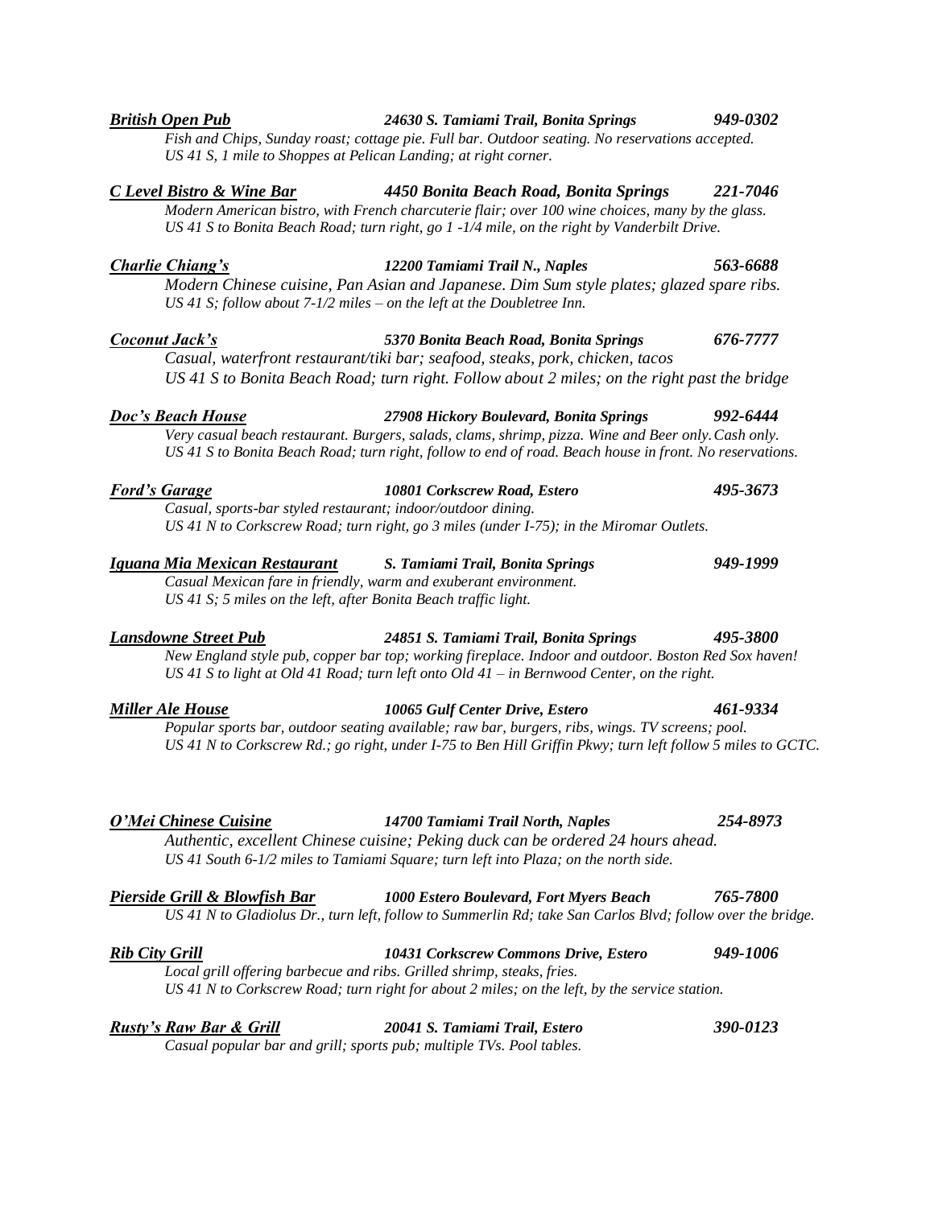***British Open Pub*** — *24630 S. Tamiami Trail, Bonita Springs* — *949-0302*

*Fish and Chips, Sunday roast; cottage pie. Full bar. Outdoor seating. No reservations accepted.*
*US 41 S, 1 mile to Shoppes at Pelican Landing; at right corner.*

***C Level Bistro & Wine Bar*** — *4450 Bonita Beach Road, Bonita Springs* — *221-7046*

*Modern American bistro, with French charcuterie flair; over 100 wine choices, many by the glass.*
*US 41 S to Bonita Beach Road; turn right, go 1 -1/4 mile, on the right by Vanderbilt Drive.*

***Charlie Chiang's*** — *12200 Tamiami Trail N., Naples* — *563-6688*

*Modern Chinese cuisine, Pan Asian and Japanese. Dim Sum style plates; glazed spare ribs.*
*US 41 S; follow about 7-1/2 miles – on the left at the Doubletree Inn.*

***Coconut Jack's*** — *5370 Bonita Beach Road, Bonita Springs* — *676-7777*

*Casual, waterfront restaurant/tiki bar; seafood, steaks, pork, chicken, tacos*
*US 41 S to Bonita Beach Road; turn right. Follow about 2 miles; on the right past the bridge*

***Doc's Beach House*** — *27908 Hickory Boulevard, Bonita Springs* — *992-6444*

*Very casual beach restaurant. Burgers, salads, clams, shrimp, pizza. Wine and Beer only. Cash only.*
*US 41 S to Bonita Beach Road; turn right, follow to end of road. Beach house in front. No reservations.*

***Ford's Garage*** — *10801 Corkscrew Road, Estero* — *495-3673*

*Casual, sports-bar styled restaurant; indoor/outdoor dining.*
*US 41 N to Corkscrew Road; turn right, go 3 miles (under I-75); in the Miromar Outlets.*

***Iguana Mia Mexican Restaurant*** — *S. Tamiami Trail, Bonita Springs* — *949-1999*

*Casual Mexican fare in friendly, warm and exuberant environment.*
*US 41 S; 5 miles on the left, after Bonita Beach traffic light.*

***Lansdowne Street Pub*** — *24851 S. Tamiami Trail, Bonita Springs* — *495-3800*

*New England style pub, copper bar top; working fireplace. Indoor and outdoor. Boston Red Sox haven!*
*US 41 S to light at Old 41 Road; turn left onto Old 41 – in Bernwood Center, on the right.*

***Miller Ale House*** — *10065 Gulf Center Drive, Estero* — *461-9334*

*Popular sports bar, outdoor seating available; raw bar, burgers, ribs, wings. TV screens; pool.*
*US 41 N to Corkscrew Rd.; go right, under I-75 to Ben Hill Griffin Pkwy; turn left follow 5 miles to GCTC.*

***O'Mei Chinese Cuisine*** — *14700 Tamiami Trail North, Naples* — *254-8973*

*Authentic, excellent Chinese cuisine; Peking duck can be ordered 24 hours ahead.*
*US 41 South 6-1/2 miles to Tamiami Square; turn left into Plaza; on the north side.*

***Pierside Grill & Blowfish Bar*** — *1000 Estero Boulevard, Fort Myers Beach* — *765-7800*

*US 41 N to Gladiolus Dr., turn left, follow to Summerlin Rd; take San Carlos Blvd; follow over the bridge.*

***Rib City Grill*** — *10431 Corkscrew Commons Drive, Estero* — *949-1006*

*Local grill offering barbecue and ribs. Grilled shrimp, steaks, fries.*
*US 41 N to Corkscrew Road; turn right for about 2 miles; on the left, by the service station.*

***Rusty's Raw Bar & Grill*** — *20041 S. Tamiami Trail, Estero* — *390-0123*

*Casual popular bar and grill; sports pub; multiple TVs. Pool tables.*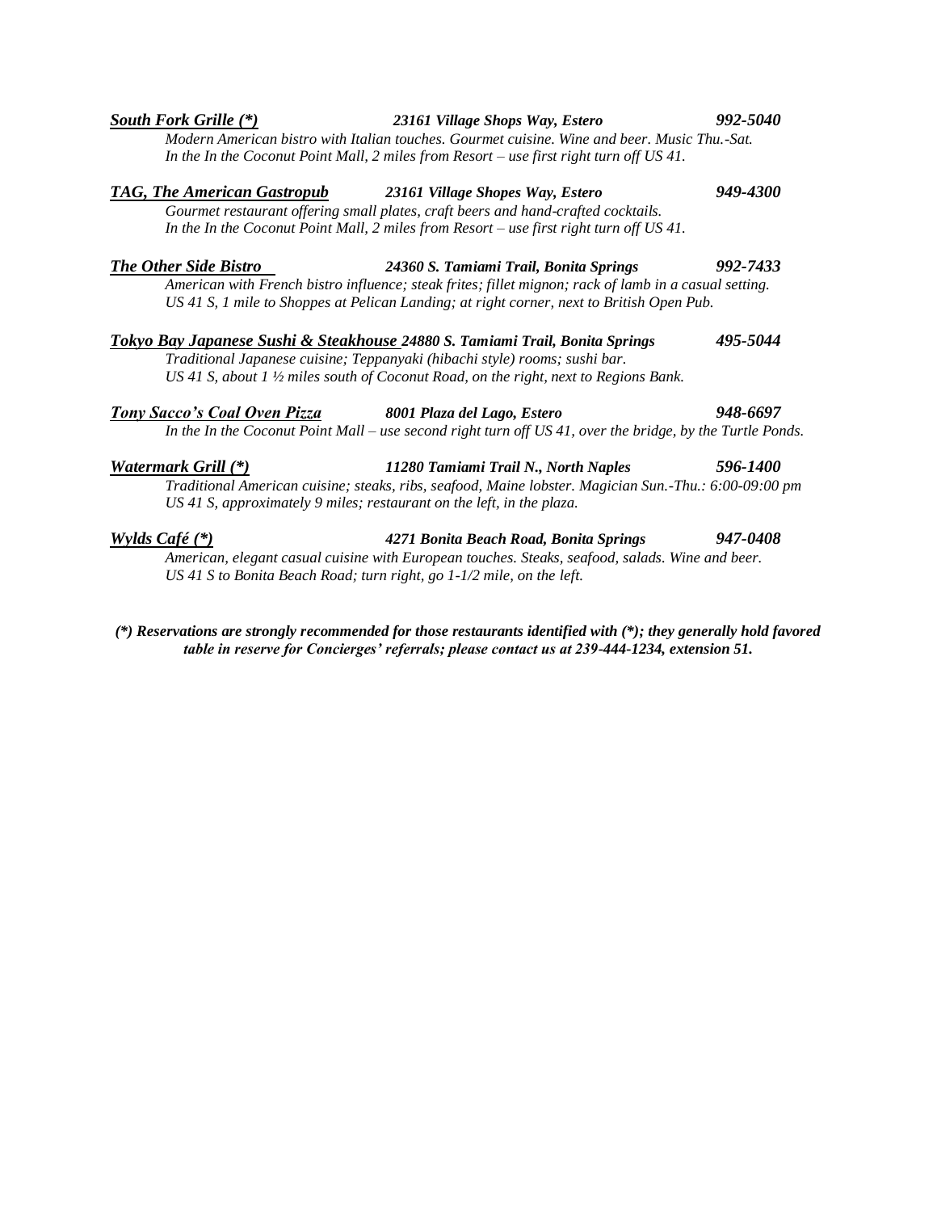***South Fork Grille (\*)*** — ***23161 Village Shops Way, Estero*** — ***992-5040***

*Modern American bistro with Italian touches. Gourmet cuisine. Wine and beer. Music Thu.-Sat.*
*In the In the Coconut Point Mall, 2 miles from Resort – use first right turn off US 41.*

***TAG, The American Gastropub*** — ***23161 Village Shopes Way, Estero*** — ***949-4300***

*Gourmet restaurant offering small plates, craft beers and hand-crafted cocktails.*
*In the In the Coconut Point Mall, 2 miles from Resort – use first right turn off US 41.*

***The Other Side Bistro*** — ***24360 S. Tamiami Trail, Bonita Springs*** — ***992-7433***

*American with French bistro influence; steak frites; fillet mignon; rack of lamb in a casual setting.*
*US 41 S, 1 mile to Shoppes at Pelican Landing; at right corner, next to British Open Pub.*

***Tokyo Bay Japanese Sushi & Steakhouse*** — ***24880 S. Tamiami Trail, Bonita Springs*** — ***495-5044***

*Traditional Japanese cuisine; Teppanyaki (hibachi style) rooms; sushi bar.*
*US 41 S, about 1 ½ miles south of Coconut Road, on the right, next to Regions Bank.*

***Tony Sacco's Coal Oven Pizza*** — ***8001 Plaza del Lago, Estero*** — ***948-6697***

*In the In the Coconut Point Mall – use second right turn off US 41, over the bridge, by the Turtle Ponds.*

***Watermark Grill (\*)*** — ***11280 Tamiami Trail N., North Naples*** — ***596-1400***

*Traditional American cuisine; steaks, ribs, seafood, Maine lobster. Magician Sun.-Thu.: 6:00-09:00 pm*
*US 41 S, approximately 9 miles; restaurant on the left, in the plaza.*

***Wylds Café (\*)*** — ***4271 Bonita Beach Road, Bonita Springs*** — ***947-0408***

*American, elegant casual cuisine with European touches. Steaks, seafood, salads. Wine and beer.*
*US 41 S to Bonita Beach Road; turn right, go 1-1/2 mile, on the left.*

***(\*) Reservations are strongly recommended for those restaurants identified with (\*); they generally hold favored table in reserve for Concierges' referrals; please contact us at 239-444-1234, extension 51.***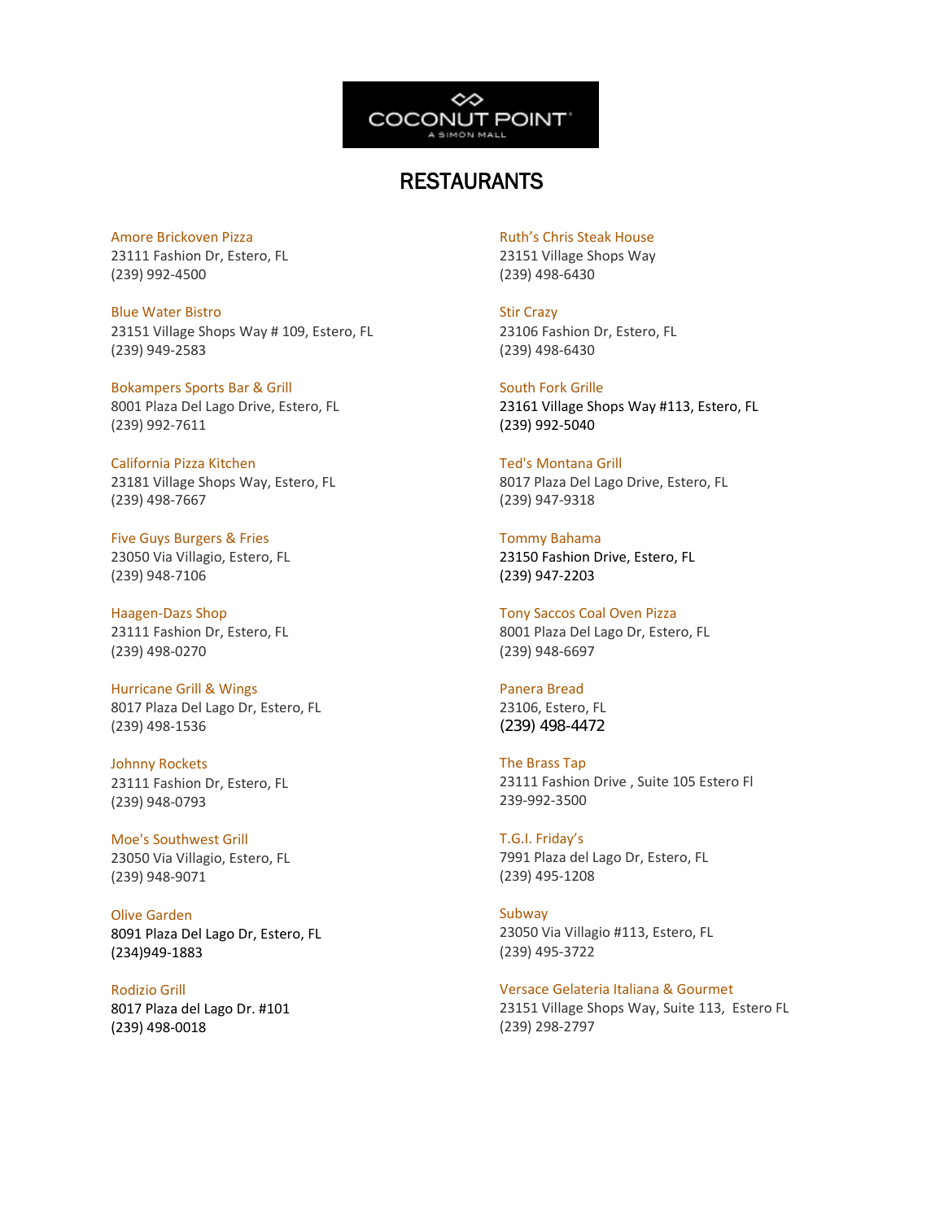COCONUT POINT
A SIMON MALL

# RESTAURANTS

Amore Brickoven Pizza
23111 Fashion Dr, Estero, FL
(239) 992-4500

Blue Water Bistro
23151 Village Shops Way # 109, Estero, FL
(239) 949-2583

Bokampers Sports Bar & Grill
8001 Plaza Del Lago Drive, Estero, FL
(239) 992-7611

California Pizza Kitchen
23181 Village Shops Way, Estero, FL
(239) 498-7667

Five Guys Burgers & Fries
23050 Via Villagio, Estero, FL
(239) 948-7106

Haagen-Dazs Shop
23111 Fashion Dr, Estero, FL
(239) 498-0270

Hurricane Grill & Wings
8017 Plaza Del Lago Dr, Estero, FL
(239) 498-1536

Johnny Rockets
23111 Fashion Dr, Estero, FL
(239) 948-0793

Moe's Southwest Grill
23050 Via Villagio, Estero, FL
(239) 948-9071

Olive Garden
8091 Plaza Del Lago Dr, Estero, FL
(234)949-1883

Rodizio Grill
8017 Plaza del Lago Dr. #101
(239) 498-0018

Ruth's Chris Steak House
23151 Village Shops Way
(239) 498-6430

Stir Crazy
23106 Fashion Dr, Estero, FL
(239) 498-6430

South Fork Grille
23161 Village Shops Way #113, Estero, FL
(239) 992-5040

Ted's Montana Grill
8017 Plaza Del Lago Drive, Estero, FL
(239) 947-9318

Tommy Bahama
23150 Fashion Drive, Estero, FL
(239) 947-2203

Tony Saccos Coal Oven Pizza
8001 Plaza Del Lago Dr, Estero, FL
(239) 948-6697

Panera Bread
23106, Estero, FL
(239) 498-4472

The Brass Tap
23111 Fashion Drive , Suite 105 Estero Fl
239-992-3500

T.G.I. Friday's
7991 Plaza del Lago Dr, Estero, FL
(239) 495-1208

Subway
23050 Via Villagio #113, Estero, FL
(239) 495-3722

Versace Gelateria Italiana & Gourmet
23151 Village Shops Way, Suite 113, Estero FL
(239) 298-2797